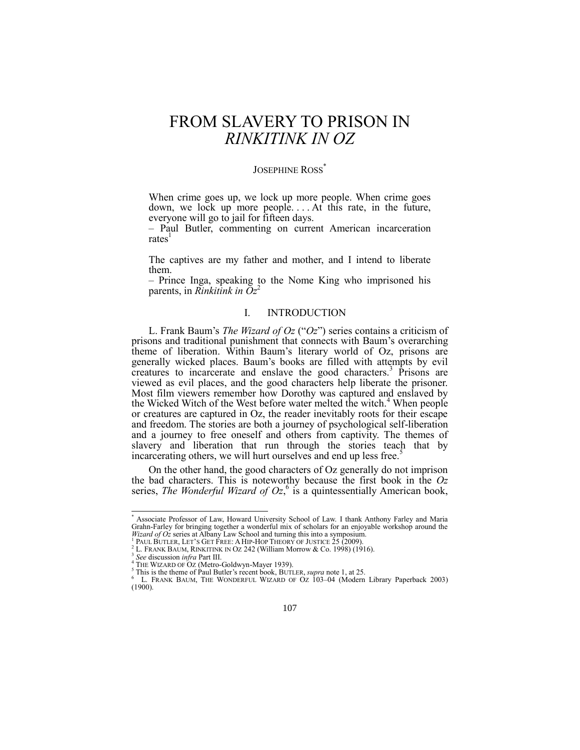# FROM SLAVERY TO PRISON IN *RINKITINK IN OZ*

JOSEPHINE ROSS[*]

> When crime goes up, we lock up more people. When crime goes down, we lock up more people. . . . At this rate, in the future, everyone will go to jail for fifteen days.
>
> – Paul Butler, commenting on current American incarceration rates[1]

> The captives are my father and mother, and I intend to liberate them.
>
> – Prince Inga, speaking to the Nome King who imprisoned his parents, in *Rinkitink in Oz*[2]

## I. INTRODUCTION

L. Frank Baum's *The Wizard of Oz* ("*Oz*") series contains a criticism of prisons and traditional punishment that connects with Baum's overarching theme of liberation. Within Baum's literary world of Oz, prisons are generally wicked places. Baum's books are filled with attempts by evil creatures to incarcerate and enslave the good characters.[3] Prisons are viewed as evil places, and the good characters help liberate the prisoner. Most film viewers remember how Dorothy was captured and enslaved by the Wicked Witch of the West before water melted the witch.[4] When people or creatures are captured in Oz, the reader inevitably roots for their escape and freedom. The stories are both a journey of psychological self-liberation and a journey to free oneself and others from captivity. The themes of slavery and liberation that run through the stories teach that by incarcerating others, we will hurt ourselves and end up less free.[5]

On the other hand, the good characters of Oz generally do not imprison the bad characters. This is noteworthy because the first book in the *Oz* series, *The Wonderful Wizard of Oz*,[6] is a quintessentially American book,

---

[*] Associate Professor of Law, Howard University School of Law. I thank Anthony Farley and Maria Grahn-Farley for bringing together a wonderful mix of scholars for an enjoyable workshop around the *Wizard of Oz* series at Albany Law School and turning this into a symposium.

[1] PAUL BUTLER, LET'S GET FREE: A HIP-HOP THEORY OF JUSTICE 25 (2009).

[2] L. FRANK BAUM, RINKITINK IN OZ 242 (William Morrow & Co. 1998) (1916).

[3] *See* discussion *infra* Part III.

[4] THE WIZARD OF OZ (Metro-Goldwyn-Mayer 1939).

[5] This is the theme of Paul Butler's recent book, BUTLER, *supra* note 1, at 25.

[6] L. FRANK BAUM, THE WONDERFUL WIZARD OF OZ 103–04 (Modern Library Paperback 2003) (1900).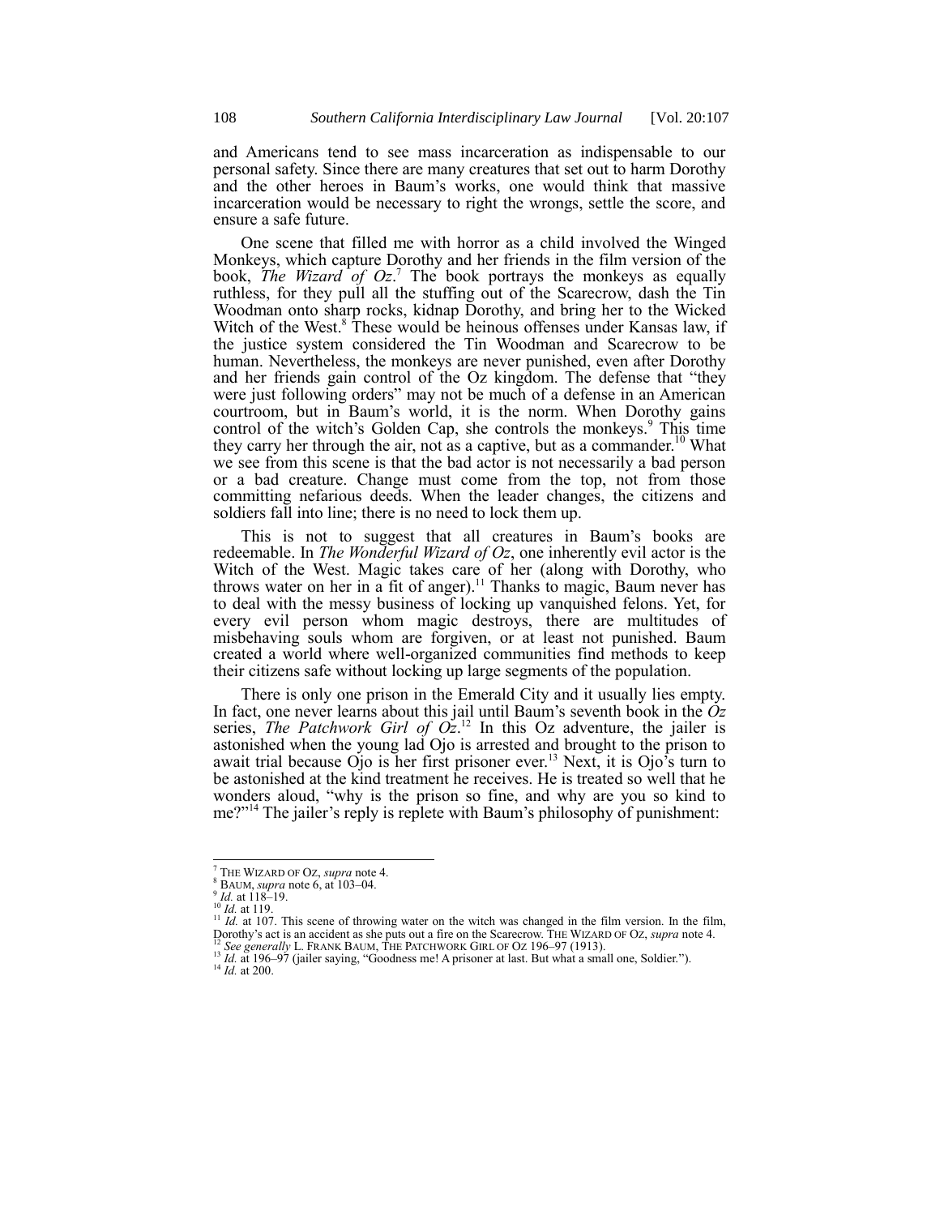and Americans tend to see mass incarceration as indispensable to our personal safety. Since there are many creatures that set out to harm Dorothy and the other heroes in Baum's works, one would think that massive incarceration would be necessary to right the wrongs, settle the score, and ensure a safe future.

One scene that filled me with horror as a child involved the Winged Monkeys, which capture Dorothy and her friends in the film version of the book, *The Wizard of Oz*.[7] The book portrays the monkeys as equally ruthless, for they pull all the stuffing out of the Scarecrow, dash the Tin Woodman onto sharp rocks, kidnap Dorothy, and bring her to the Wicked Witch of the West.[8] These would be heinous offenses under Kansas law, if the justice system considered the Tin Woodman and Scarecrow to be human. Nevertheless, the monkeys are never punished, even after Dorothy and her friends gain control of the Oz kingdom. The defense that "they were just following orders" may not be much of a defense in an American courtroom, but in Baum's world, it is the norm. When Dorothy gains control of the witch's Golden Cap, she controls the monkeys.[9] This time they carry her through the air, not as a captive, but as a commander.[10] What we see from this scene is that the bad actor is not necessarily a bad person or a bad creature. Change must come from the top, not from those committing nefarious deeds. When the leader changes, the citizens and soldiers fall into line; there is no need to lock them up.

This is not to suggest that all creatures in Baum's books are redeemable. In *The Wonderful Wizard of Oz*, one inherently evil actor is the Witch of the West. Magic takes care of her (along with Dorothy, who throws water on her in a fit of anger).[11] Thanks to magic, Baum never has to deal with the messy business of locking up vanquished felons. Yet, for every evil person whom magic destroys, there are multitudes of misbehaving souls whom are forgiven, or at least not punished. Baum created a world where well-organized communities find methods to keep their citizens safe without locking up large segments of the population.

There is only one prison in the Emerald City and it usually lies empty. In fact, one never learns about this jail until Baum's seventh book in the *Oz* series, *The Patchwork Girl of Oz*.[12] In this Oz adventure, the jailer is astonished when the young lad Ojo is arrested and brought to the prison to await trial because Ojo is her first prisoner ever.[13] Next, it is Ojo's turn to be astonished at the kind treatment he receives. He is treated so well that he wonders aloud, "why is the prison so fine, and why are you so kind to me?"[14] The jailer's reply is replete with Baum's philosophy of punishment:

---

[7] THE WIZARD OF OZ, *supra* note 4.
[8] BAUM, *supra* note 6, at 103–04.
[9] *Id.* at 118–19.
[10] *Id.* at 119.
[11] *Id.* at 107. This scene of throwing water on the witch was changed in the film version. In the film, Dorothy's act is an accident as she puts out a fire on the Scarecrow. THE WIZARD OF OZ, *supra* note 4.
[12] *See generally* L. FRANK BAUM, THE PATCHWORK GIRL OF OZ 196–97 (1913).
[13] *Id.* at 196–97 (jailer saying, "Goodness me! A prisoner at last. But what a small one, Soldier.").
[14] *Id.* at 200.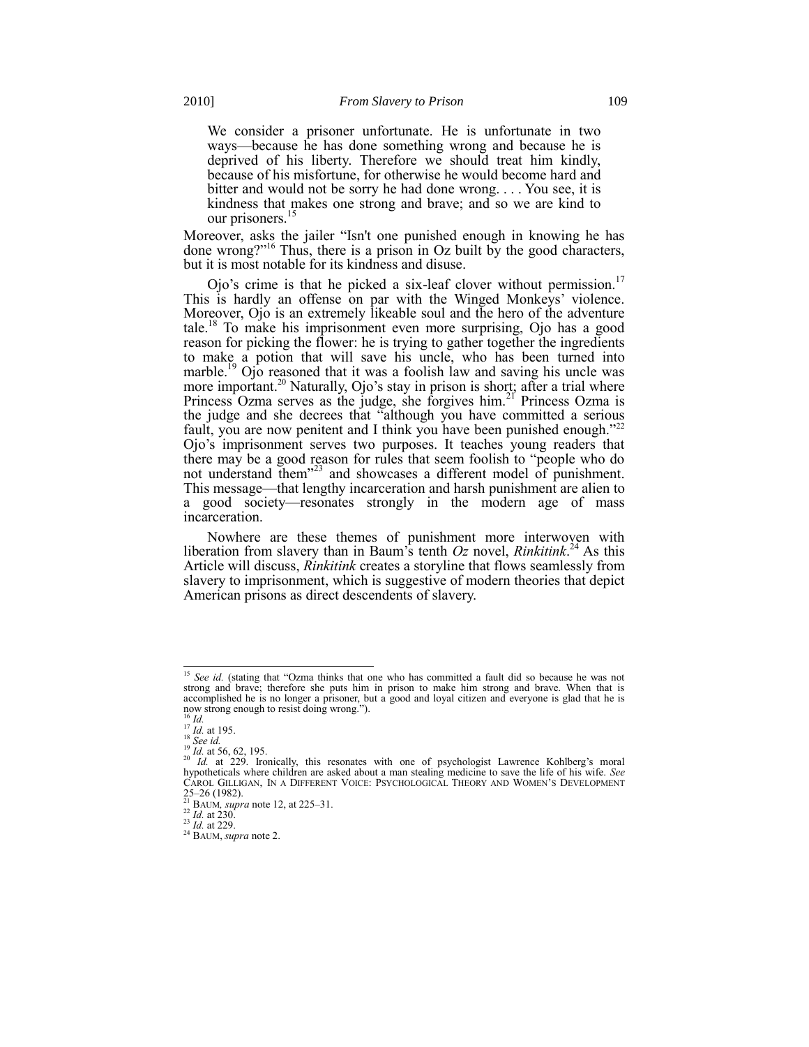> We consider a prisoner unfortunate. He is unfortunate in two ways—because he has done something wrong and because he is deprived of his liberty. Therefore we should treat him kindly, because of his misfortune, for otherwise he would become hard and bitter and would not be sorry he had done wrong. . . . You see, it is kindness that makes one strong and brave; and so we are kind to our prisoners.[15]

Moreover, asks the jailer "Isn't one punished enough in knowing he has done wrong?"[16] Thus, there is a prison in Oz built by the good characters, but it is most notable for its kindness and disuse.

Ojo's crime is that he picked a six-leaf clover without permission.[17] This is hardly an offense on par with the Winged Monkeys' violence. Moreover, Ojo is an extremely likeable soul and the hero of the adventure tale.[18] To make his imprisonment even more surprising, Ojo has a good reason for picking the flower: he is trying to gather together the ingredients to make a potion that will save his uncle, who has been turned into marble.[19] Ojo reasoned that it was a foolish law and saving his uncle was more important.[20] Naturally, Ojo's stay in prison is short; after a trial where Princess Ozma serves as the judge, she forgives him.[21] Princess Ozma is the judge and she decrees that "although you have committed a serious fault, you are now penitent and I think you have been punished enough."[22] Ojo's imprisonment serves two purposes. It teaches young readers that there may be a good reason for rules that seem foolish to "people who do not understand them"[23] and showcases a different model of punishment. This message—that lengthy incarceration and harsh punishment are alien to a good society—resonates strongly in the modern age of mass incarceration.

Nowhere are these themes of punishment more interwoven with liberation from slavery than in Baum's tenth *Oz* novel, *Rinkitink*.[24] As this Article will discuss, *Rinkitink* creates a storyline that flows seamlessly from slavery to imprisonment, which is suggestive of modern theories that depict American prisons as direct descendents of slavery.

---

[15] *See id.* (stating that "Ozma thinks that one who has committed a fault did so because he was not strong and brave; therefore she puts him in prison to make him strong and brave. When that is accomplished he is no longer a prisoner, but a good and loyal citizen and everyone is glad that he is now strong enough to resist doing wrong.").

[16] *Id.*

[17] *Id.* at 195.

[18] *See id.*

[19] *Id.* at 56, 62, 195.

[20] *Id.* at 229. Ironically, this resonates with one of psychologist Lawrence Kohlberg's moral hypotheticals where children are asked about a man stealing medicine to save the life of his wife. *See* CAROL GILLIGAN, IN A DIFFERENT VOICE: PSYCHOLOGICAL THEORY AND WOMEN'S DEVELOPMENT 25–26 (1982).

[21] BAUM, *supra* note 12, at 225–31.

[22] *Id.* at 230.

[23] *Id.* at 229.

[24] BAUM, *supra* note 2.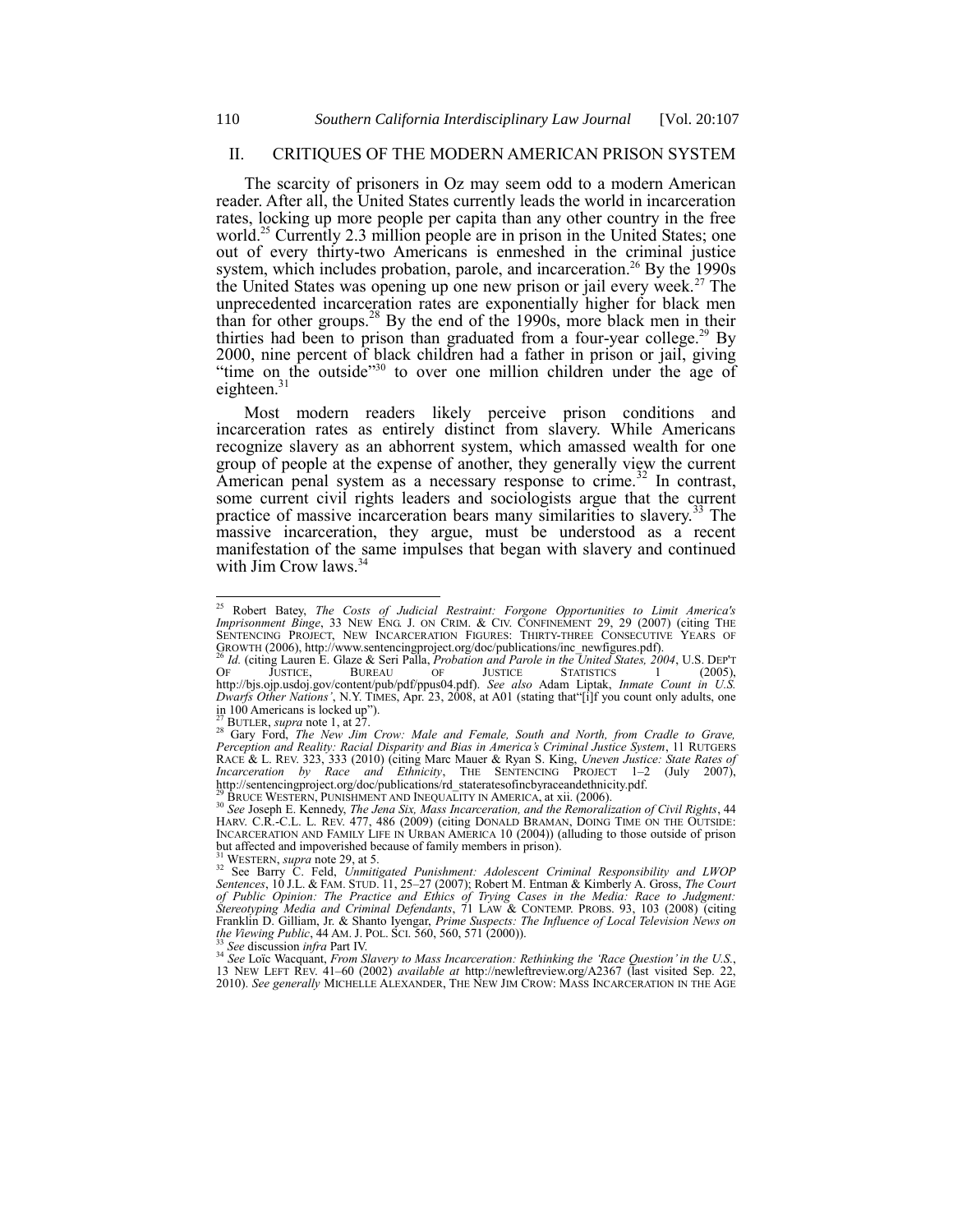## II. CRITIQUES OF THE MODERN AMERICAN PRISON SYSTEM

The scarcity of prisoners in Oz may seem odd to a modern American reader. After all, the United States currently leads the world in incarceration rates, locking up more people per capita than any other country in the free world.[25] Currently 2.3 million people are in prison in the United States; one out of every thirty-two Americans is enmeshed in the criminal justice system, which includes probation, parole, and incarceration.[26] By the 1990s the United States was opening up one new prison or jail every week.[27] The unprecedented incarceration rates are exponentially higher for black men than for other groups.[28] By the end of the 1990s, more black men in their thirties had been to prison than graduated from a four-year college.[29] By 2000, nine percent of black children had a father in prison or jail, giving "time on the outside"[30] to over one million children under the age of eighteen.[31]

Most modern readers likely perceive prison conditions and incarceration rates as entirely distinct from slavery. While Americans recognize slavery as an abhorrent system, which amassed wealth for one group of people at the expense of another, they generally view the current American penal system as a necessary response to crime.[32] In contrast, some current civil rights leaders and sociologists argue that the current practice of massive incarceration bears many similarities to slavery.[33] The massive incarceration, they argue, must be understood as a recent manifestation of the same impulses that began with slavery and continued with Jim Crow laws.[34]

---

[25] Robert Batey, *The Costs of Judicial Restraint: Forgone Opportunities to Limit America's Imprisonment Binge*, 33 NEW ENG. J. ON CRIM. & CIV. CONFINEMENT 29, 29 (2007) (citing THE SENTENCING PROJECT, NEW INCARCERATION FIGURES: THIRTY-THREE CONSECUTIVE YEARS OF GROWTH (2006), http://www.sentencingproject.org/doc/publications/inc_newfigures.pdf).

[26] *Id.* (citing Lauren E. Glaze & Seri Palla, *Probation and Parole in the United States, 2004*, U.S. DEP'T OF JUSTICE, BUREAU OF JUSTICE STATISTICS 1 (2005), http://bjs.ojp.usdoj.gov/content/pub/pdf/ppus04.pdf). *See also* Adam Liptak, *Inmate Count in U.S. Dwarfs Other Nations'*, N.Y. TIMES, Apr. 23, 2008, at A01 (stating that "[i]f you count only adults, one in 100 Americans is locked up").

[27] BUTLER, *supra* note 1, at 27.

[28] Gary Ford, *The New Jim Crow: Male and Female, South and North, from Cradle to Grave, Perception and Reality: Racial Disparity and Bias in America's Criminal Justice System*, 11 RUTGERS RACE & L. REV. 323, 333 (2010) (citing Marc Mauer & Ryan S. King, *Uneven Justice: State Rates of Incarceration by Race and Ethnicity*, THE SENTENCING PROJECT 1–2 (July 2007), http://sentencingproject.org/doc/publications/rd_stateratesofincbyraceandethnicity.pdf.

[29] BRUCE WESTERN, PUNISHMENT AND INEQUALITY IN AMERICA, at xii. (2006).

[30] *See* Joseph E. Kennedy, *The Jena Six, Mass Incarceration, and the Remoralization of Civil Rights*, 44 HARV. C.R.-C.L. L. REV. 477, 486 (2009) (citing DONALD BRAMAN, DOING TIME ON THE OUTSIDE: INCARCERATION AND FAMILY LIFE IN URBAN AMERICA 10 (2004)) (alluding to those outside of prison but affected and impoverished because of family members in prison).

[31] WESTERN, *supra* note 29, at 5.

[32] See Barry C. Feld, *Unmitigated Punishment: Adolescent Criminal Responsibility and LWOP Sentences*, 10 J.L. & FAM. STUD. 11, 25–27 (2007); Robert M. Entman & Kimberly A. Gross, *The Court of Public Opinion: The Practice and Ethics of Trying Cases in the Media: Race to Judgment: Stereotyping Media and Criminal Defendants*, 71 LAW & CONTEMP. PROBS. 93, 103 (2008) (citing Franklin D. Gilliam, Jr. & Shanto Iyengar, *Prime Suspects: The Influence of Local Television News on the Viewing Public*, 44 AM. J. POL. SCI. 560, 560, 571 (2000)).

[33] *See* discussion *infra* Part IV.

[34] *See* Loïc Wacquant, *From Slavery to Mass Incarceration: Rethinking the 'Race Question' in the U.S.*, 13 NEW LEFT REV. 41–60 (2002) *available at* http://newleftreview.org/A2367 (last visited Sep. 22, 2010). *See generally* MICHELLE ALEXANDER, THE NEW JIM CROW: MASS INCARCERATION IN THE AGE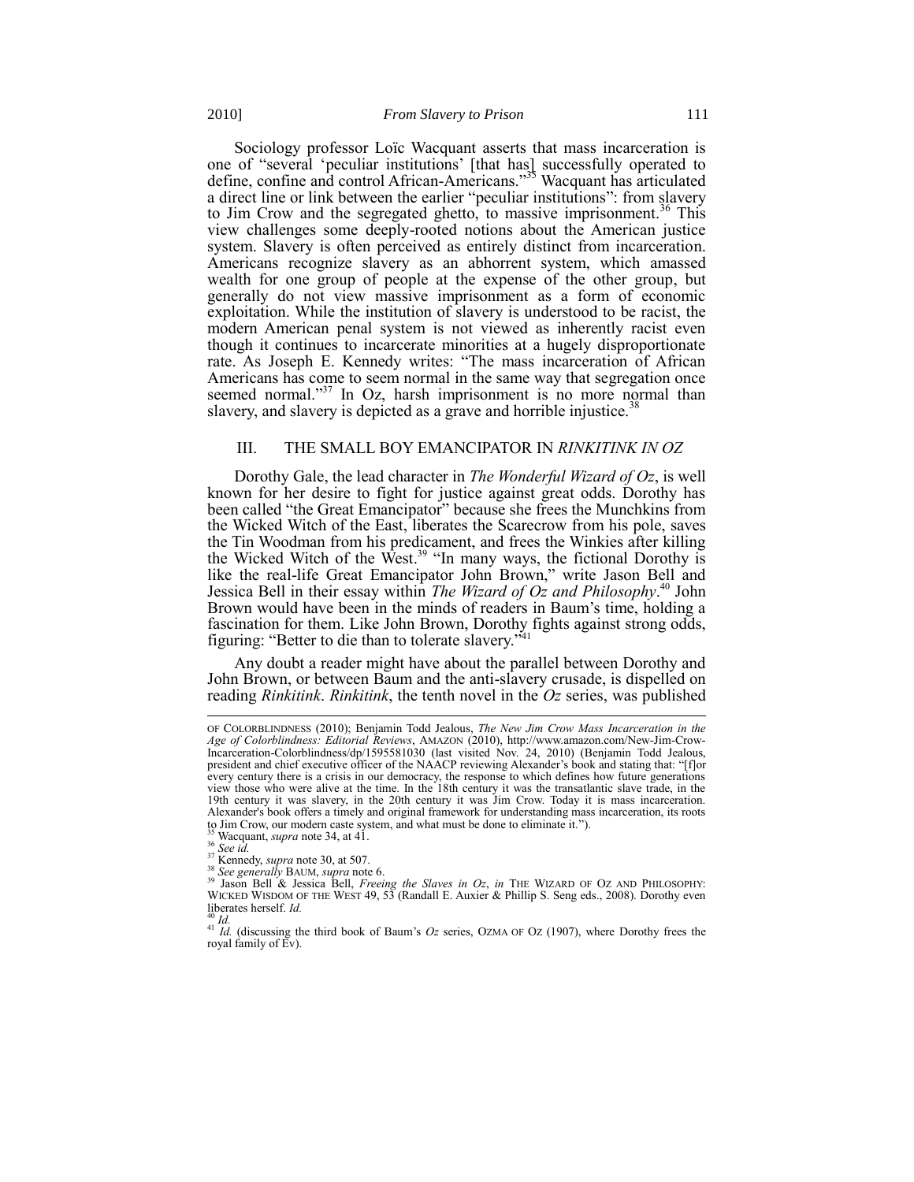Sociology professor Loïc Wacquant asserts that mass incarceration is one of "several 'peculiar institutions' [that has] successfully operated to define, confine and control African-Americans."[35] Wacquant has articulated a direct line or link between the earlier "peculiar institutions": from slavery to Jim Crow and the segregated ghetto, to massive imprisonment.[36] This view challenges some deeply-rooted notions about the American justice system. Slavery is often perceived as entirely distinct from incarceration. Americans recognize slavery as an abhorrent system, which amassed wealth for one group of people at the expense of the other group, but generally do not view massive imprisonment as a form of economic exploitation. While the institution of slavery is understood to be racist, the modern American penal system is not viewed as inherently racist even though it continues to incarcerate minorities at a hugely disproportionate rate. As Joseph E. Kennedy writes: "The mass incarceration of African Americans has come to seem normal in the same way that segregation once seemed normal."[37] In Oz, harsh imprisonment is no more normal than slavery, and slavery is depicted as a grave and horrible injustice.[38]

## III. THE SMALL BOY EMANCIPATOR IN *RINKITINK IN OZ*

Dorothy Gale, the lead character in *The Wonderful Wizard of Oz*, is well known for her desire to fight for justice against great odds. Dorothy has been called "the Great Emancipator" because she frees the Munchkins from the Wicked Witch of the East, liberates the Scarecrow from his pole, saves the Tin Woodman from his predicament, and frees the Winkies after killing the Wicked Witch of the West.[39] "In many ways, the fictional Dorothy is like the real-life Great Emancipator John Brown," write Jason Bell and Jessica Bell in their essay within *The Wizard of Oz and Philosophy*.[40] John Brown would have been in the minds of readers in Baum's time, holding a fascination for them. Like John Brown, Dorothy fights against strong odds, figuring: "Better to die than to tolerate slavery."[41]

Any doubt a reader might have about the parallel between Dorothy and John Brown, or between Baum and the anti-slavery crusade, is dispelled on reading *Rinkitink*. *Rinkitink*, the tenth novel in the *Oz* series, was published

---

OF COLORBLINDNESS (2010); Benjamin Todd Jealous, *The New Jim Crow Mass Incarceration in the Age of Colorblindness: Editorial Reviews*, AMAZON (2010), http://www.amazon.com/New-Jim-Crow-Incarceration-Colorblindness/dp/1595581030 (last visited Nov. 24, 2010) (Benjamin Todd Jealous, president and chief executive officer of the NAACP reviewing Alexander's book and stating that: "[f]or every century there is a crisis in our democracy, the response to which defines how future generations view those who were alive at the time. In the 18th century it was the transatlantic slave trade, in the 19th century it was slavery, in the 20th century it was Jim Crow. Today it is mass incarceration. Alexander's book offers a timely and original framework for understanding mass incarceration, its roots to Jim Crow, our modern caste system, and what must be done to eliminate it.").

[35] Wacquant, *supra* note 34, at 41.

[36] *See id.*

[37] Kennedy, *supra* note 30, at 507.

[38] *See generally* BAUM, *supra* note 6.

[39] Jason Bell & Jessica Bell, *Freeing the Slaves in Oz*, *in* THE WIZARD OF OZ AND PHILOSOPHY: WICKED WISDOM OF THE WEST 49, 53 (Randall E. Auxier & Phillip S. Seng eds., 2008). Dorothy even liberates herself. *Id.*

[40] *Id.*

[41] *Id.* (discussing the third book of Baum's *Oz* series, OZMA OF OZ (1907), where Dorothy frees the royal family of Ev).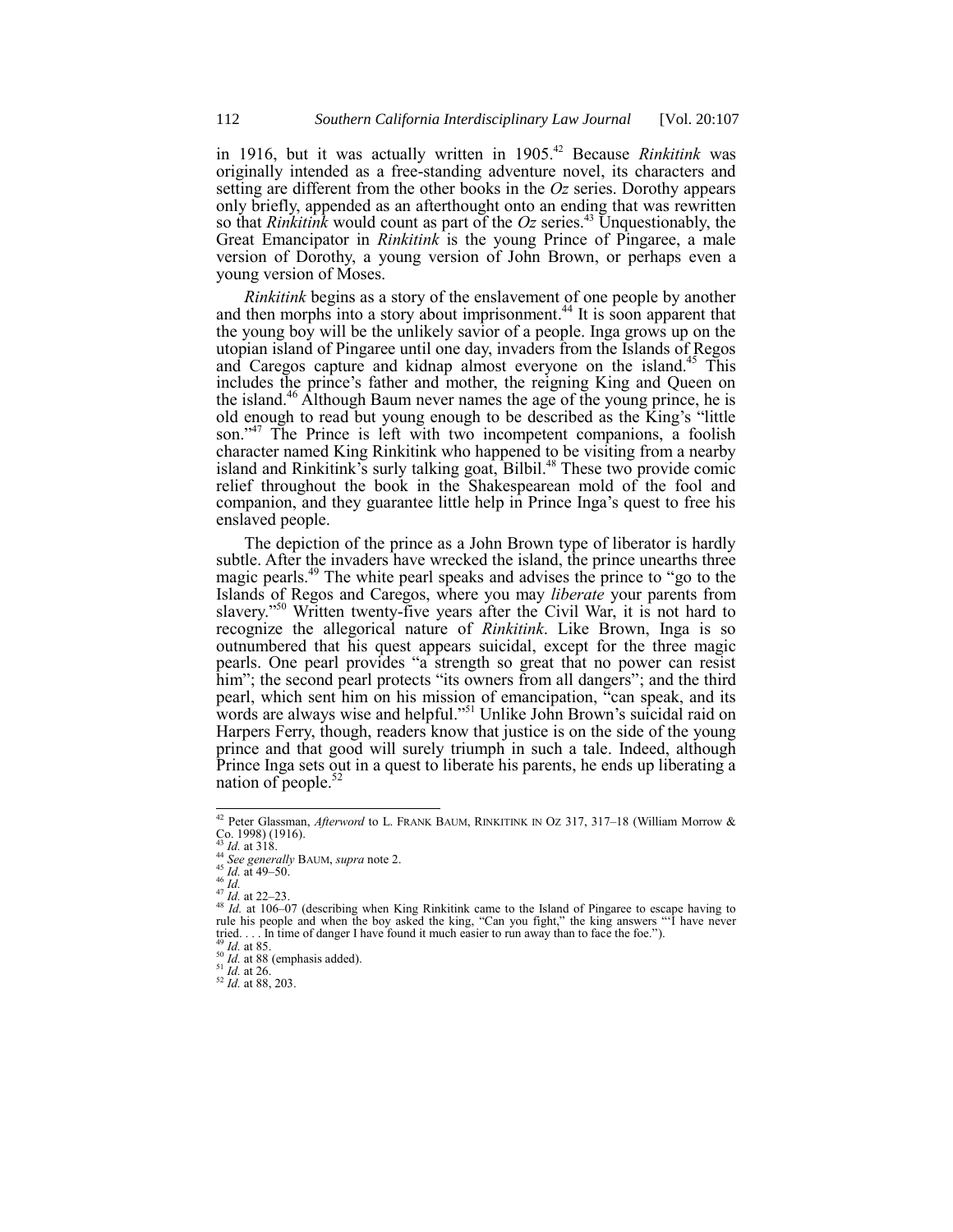in 1916, but it was actually written in 1905.[42] Because *Rinkitink* was originally intended as a free-standing adventure novel, its characters and setting are different from the other books in the *Oz* series. Dorothy appears only briefly, appended as an afterthought onto an ending that was rewritten so that *Rinkitink* would count as part of the *Oz* series.[43] Unquestionably, the Great Emancipator in *Rinkitink* is the young Prince of Pingaree, a male version of Dorothy, a young version of John Brown, or perhaps even a young version of Moses.

*Rinkitink* begins as a story of the enslavement of one people by another and then morphs into a story about imprisonment.[44] It is soon apparent that the young boy will be the unlikely savior of a people. Inga grows up on the utopian island of Pingaree until one day, invaders from the Islands of Regos and Caregos capture and kidnap almost everyone on the island.[45] This includes the prince's father and mother, the reigning King and Queen on the island.[46] Although Baum never names the age of the young prince, he is old enough to read but young enough to be described as the King's "little son."[47] The Prince is left with two incompetent companions, a foolish character named King Rinkitink who happened to be visiting from a nearby island and Rinkitink's surly talking goat, Bilbil.[48] These two provide comic relief throughout the book in the Shakespearean mold of the fool and companion, and they guarantee little help in Prince Inga's quest to free his enslaved people.

The depiction of the prince as a John Brown type of liberator is hardly subtle. After the invaders have wrecked the island, the prince unearths three magic pearls.[49] The white pearl speaks and advises the prince to "go to the Islands of Regos and Caregos, where you may *liberate* your parents from slavery."[50] Written twenty-five years after the Civil War, it is not hard to recognize the allegorical nature of *Rinkitink*. Like Brown, Inga is so outnumbered that his quest appears suicidal, except for the three magic pearls. One pearl provides "a strength so great that no power can resist him"; the second pearl protects "its owners from all dangers"; and the third pearl, which sent him on his mission of emancipation, "can speak, and its words are always wise and helpful."[51] Unlike John Brown's suicidal raid on Harpers Ferry, though, readers know that justice is on the side of the young prince and that good will surely triumph in such a tale. Indeed, although Prince Inga sets out in a quest to liberate his parents, he ends up liberating a nation of people.[52]

---

[42] Peter Glassman, *Afterword* to L. FRANK BAUM, RINKITINK IN OZ 317, 317–18 (William Morrow & Co. 1998) (1916).

[43] *Id.* at 318.

[44] *See generally* BAUM, *supra* note 2.

[45] *Id.* at 49–50.

[46] *Id.*

[47] *Id.* at 22–23.

[48] *Id.* at 106–07 (describing when King Rinkitink came to the Island of Pingaree to escape having to rule his people and when the boy asked the king, "Can you fight," the king answers "'I have never tried. . . . In time of danger I have found it much easier to run away than to face the foe.").

[49] *Id.* at 85.

[50] *Id.* at 88 (emphasis added).

[51] *Id.* at 26.

[52] *Id.* at 88, 203.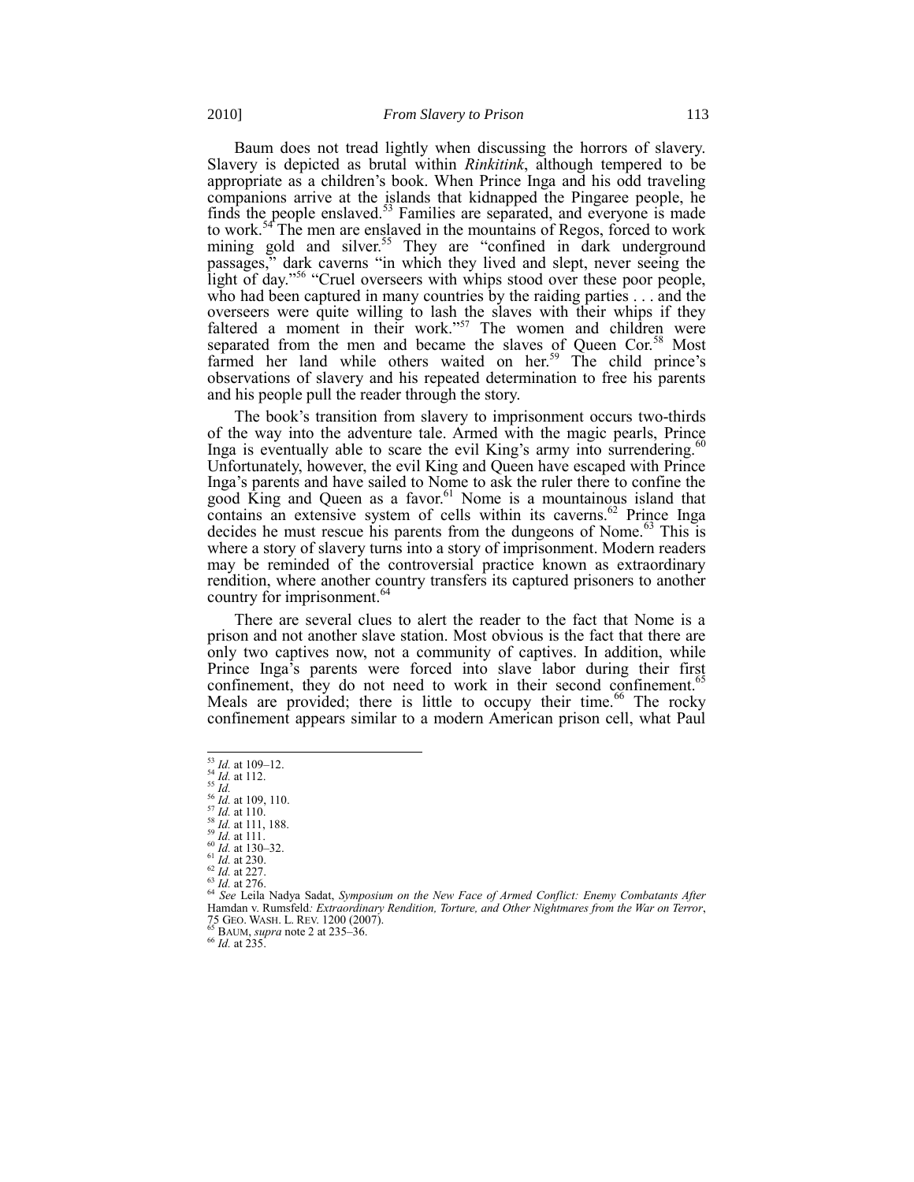Baum does not tread lightly when discussing the horrors of slavery. Slavery is depicted as brutal within *Rinkitink*, although tempered to be appropriate as a children's book. When Prince Inga and his odd traveling companions arrive at the islands that kidnapped the Pingaree people, he finds the people enslaved.[53] Families are separated, and everyone is made to work.[54] The men are enslaved in the mountains of Regos, forced to work mining gold and silver.[55] They are "confined in dark underground passages," dark caverns "in which they lived and slept, never seeing the light of day."[56] "Cruel overseers with whips stood over these poor people, who had been captured in many countries by the raiding parties . . . and the overseers were quite willing to lash the slaves with their whips if they faltered a moment in their work."[57] The women and children were separated from the men and became the slaves of Queen Cor.[58] Most farmed her land while others waited on her.[59] The child prince's observations of slavery and his repeated determination to free his parents and his people pull the reader through the story.

The book's transition from slavery to imprisonment occurs two-thirds of the way into the adventure tale. Armed with the magic pearls, Prince Inga is eventually able to scare the evil King's army into surrendering.[60] Unfortunately, however, the evil King and Queen have escaped with Prince Inga's parents and have sailed to Nome to ask the ruler there to confine the good King and Queen as a favor.[61] Nome is a mountainous island that contains an extensive system of cells within its caverns.[62] Prince Inga decides he must rescue his parents from the dungeons of Nome.[63] This is where a story of slavery turns into a story of imprisonment. Modern readers may be reminded of the controversial practice known as extraordinary rendition, where another country transfers its captured prisoners to another country for imprisonment.[64]

There are several clues to alert the reader to the fact that Nome is a prison and not another slave station. Most obvious is the fact that there are only two captives now, not a community of captives. In addition, while Prince Inga's parents were forced into slave labor during their first confinement, they do not need to work in their second confinement.[65] Meals are provided; there is little to occupy their time.[66] The rocky confinement appears similar to a modern American prison cell, what Paul

---

[53] *Id.* at 109–12.
[54] *Id.* at 112.
[55] *Id.*
[56] *Id.* at 109, 110.
[57] *Id.* at 110.
[58] *Id.* at 111, 188.
[59] *Id.* at 111.
[60] *Id.* at 130–32.
[61] *Id.* at 230.
[62] *Id.* at 227.
[63] *Id.* at 276.
[64] *See* Leila Nadya Sadat, *Symposium on the New Face of Armed Conflict: Enemy Combatants After* Hamdan v. Rumsfeld*: Extraordinary Rendition, Torture, and Other Nightmares from the War on Terror*, 75 GEO. WASH. L. REV. 1200 (2007).
[65] BAUM, *supra* note 2 at 235–36.
[66] *Id.* at 235.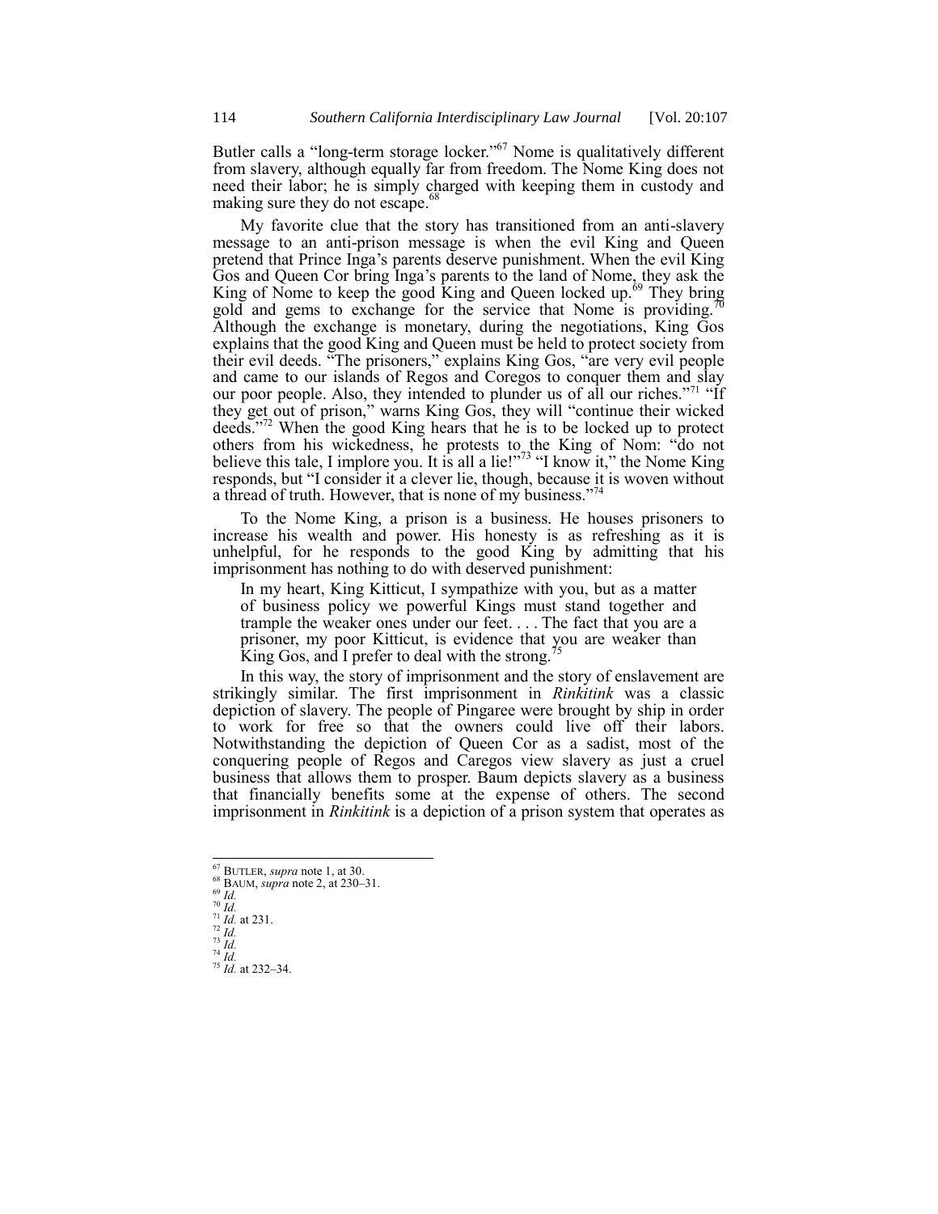Butler calls a "long-term storage locker."[67] Nome is qualitatively different from slavery, although equally far from freedom. The Nome King does not need their labor; he is simply charged with keeping them in custody and making sure they do not escape.[68]

My favorite clue that the story has transitioned from an anti-slavery message to an anti-prison message is when the evil King and Queen pretend that Prince Inga's parents deserve punishment. When the evil King Gos and Queen Cor bring Inga's parents to the land of Nome, they ask the King of Nome to keep the good King and Queen locked up.[69] They bring gold and gems to exchange for the service that Nome is providing.[70] Although the exchange is monetary, during the negotiations, King Gos explains that the good King and Queen must be held to protect society from their evil deeds. "The prisoners," explains King Gos, "are very evil people and came to our islands of Regos and Coregos to conquer them and slay our poor people. Also, they intended to plunder us of all our riches."[71] "If they get out of prison," warns King Gos, they will "continue their wicked deeds."[72] When the good King hears that he is to be locked up to protect others from his wickedness, he protests to the King of Nom: "do not believe this tale, I implore you. It is all a lie!"[73] "I know it," the Nome King responds, but "I consider it a clever lie, though, because it is woven without a thread of truth. However, that is none of my business."[74]

To the Nome King, a prison is a business. He houses prisoners to increase his wealth and power. His honesty is as refreshing as it is unhelpful, for he responds to the good King by admitting that his imprisonment has nothing to do with deserved punishment:

> In my heart, King Kitticut, I sympathize with you, but as a matter of business policy we powerful Kings must stand together and trample the weaker ones under our feet. . . . The fact that you are a prisoner, my poor Kitticut, is evidence that you are weaker than King Gos, and I prefer to deal with the strong.[75]

In this way, the story of imprisonment and the story of enslavement are strikingly similar. The first imprisonment in *Rinkitink* was a classic depiction of slavery. The people of Pingaree were brought by ship in order to work for free so that the owners could live off their labors. Notwithstanding the depiction of Queen Cor as a sadist, most of the conquering people of Regos and Caregos view slavery as just a cruel business that allows them to prosper. Baum depicts slavery as a business that financially benefits some at the expense of others. The second imprisonment in *Rinkitink* is a depiction of a prison system that operates as

---

[67] BUTLER, *supra* note 1, at 30.
[68] BAUM, *supra* note 2, at 230–31.
[69] *Id.*
[70] *Id.*
[71] *Id.* at 231.
[72] *Id.*
[73] *Id.*
[74] *Id.*
[75] *Id.* at 232–34.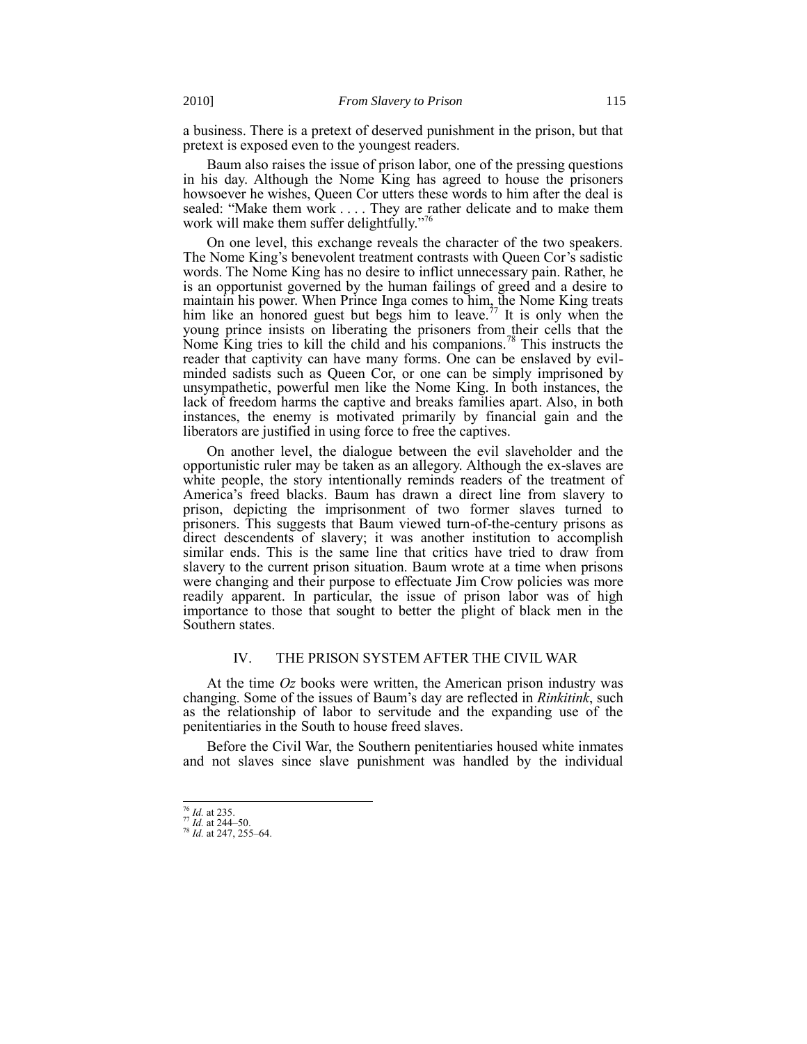a business. There is a pretext of deserved punishment in the prison, but that pretext is exposed even to the youngest readers.

Baum also raises the issue of prison labor, one of the pressing questions in his day. Although the Nome King has agreed to house the prisoners howsoever he wishes, Queen Cor utters these words to him after the deal is sealed: "Make them work . . . . They are rather delicate and to make them work will make them suffer delightfully."[76]

On one level, this exchange reveals the character of the two speakers. The Nome King's benevolent treatment contrasts with Queen Cor's sadistic words. The Nome King has no desire to inflict unnecessary pain. Rather, he is an opportunist governed by the human failings of greed and a desire to maintain his power. When Prince Inga comes to him, the Nome King treats him like an honored guest but begs him to leave.[77] It is only when the young prince insists on liberating the prisoners from their cells that the Nome King tries to kill the child and his companions.[78] This instructs the reader that captivity can have many forms. One can be enslaved by evil-minded sadists such as Queen Cor, or one can be simply imprisoned by unsympathetic, powerful men like the Nome King. In both instances, the lack of freedom harms the captive and breaks families apart. Also, in both instances, the enemy is motivated primarily by financial gain and the liberators are justified in using force to free the captives.

On another level, the dialogue between the evil slaveholder and the opportunistic ruler may be taken as an allegory. Although the ex-slaves are white people, the story intentionally reminds readers of the treatment of America's freed blacks. Baum has drawn a direct line from slavery to prison, depicting the imprisonment of two former slaves turned to prisoners. This suggests that Baum viewed turn-of-the-century prisons as direct descendents of slavery; it was another institution to accomplish similar ends. This is the same line that critics have tried to draw from slavery to the current prison situation. Baum wrote at a time when prisons were changing and their purpose to effectuate Jim Crow policies was more readily apparent. In particular, the issue of prison labor was of high importance to those that sought to better the plight of black men in the Southern states.

## IV. THE PRISON SYSTEM AFTER THE CIVIL WAR

At the time *Oz* books were written, the American prison industry was changing. Some of the issues of Baum's day are reflected in *Rinkitink*, such as the relationship of labor to servitude and the expanding use of the penitentiaries in the South to house freed slaves.

Before the Civil War, the Southern penitentiaries housed white inmates and not slaves since slave punishment was handled by the individual

---

[76] *Id.* at 235.

[77] *Id.* at 244–50.

[78] *Id.* at 247, 255–64.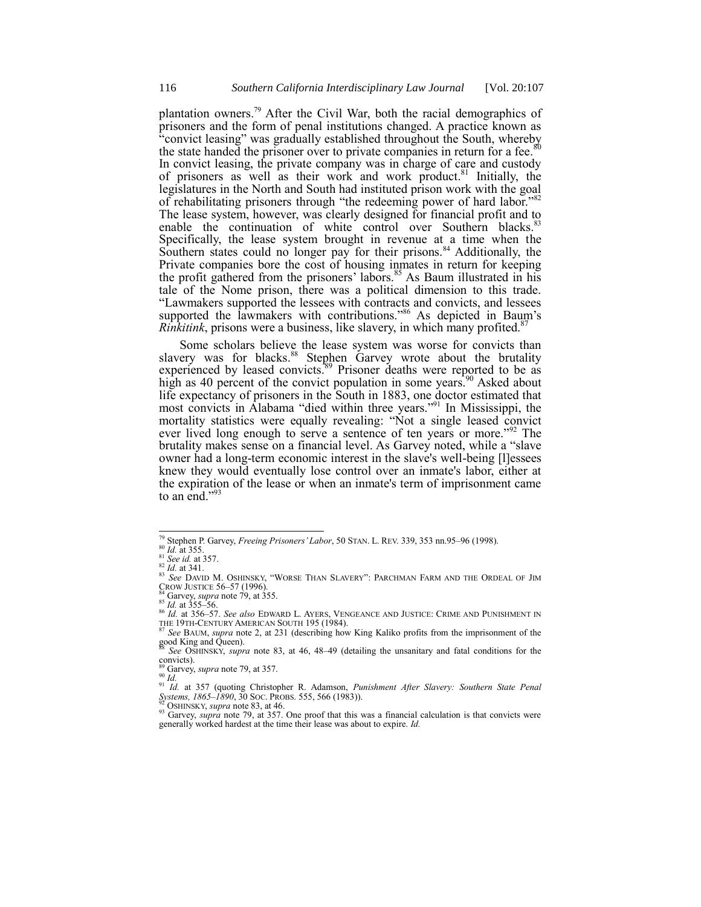plantation owners.[79] After the Civil War, both the racial demographics of prisoners and the form of penal institutions changed. A practice known as "convict leasing" was gradually established throughout the South, whereby the state handed the prisoner over to private companies in return for a fee.[80] In convict leasing, the private company was in charge of care and custody of prisoners as well as their work and work product.[81] Initially, the legislatures in the North and South had instituted prison work with the goal of rehabilitating prisoners through "the redeeming power of hard labor."[82] The lease system, however, was clearly designed for financial profit and to enable the continuation of white control over Southern blacks.[83] Specifically, the lease system brought in revenue at a time when the Southern states could no longer pay for their prisons.[84] Additionally, the Private companies bore the cost of housing inmates in return for keeping the profit gathered from the prisoners' labors.[85] As Baum illustrated in his tale of the Nome prison, there was a political dimension to this trade. "Lawmakers supported the lessees with contracts and convicts, and lessees supported the lawmakers with contributions."[86] As depicted in Baum's *Rinkitink*, prisons were a business, like slavery, in which many profited.[87]

Some scholars believe the lease system was worse for convicts than slavery was for blacks.[88] Stephen Garvey wrote about the brutality experienced by leased convicts.[89] Prisoner deaths were reported to be as high as 40 percent of the convict population in some years.[90] Asked about life expectancy of prisoners in the South in 1883, one doctor estimated that most convicts in Alabama "died within three years."[91] In Mississippi, the mortality statistics were equally revealing: "Not a single leased convict ever lived long enough to serve a sentence of ten years or more."[92] The brutality makes sense on a financial level. As Garvey noted, while a "slave owner had a long-term economic interest in the slave's well-being [l]essees knew they would eventually lose control over an inmate's labor, either at the expiration of the lease or when an inmate's term of imprisonment came to an end."[93]

---

[79] Stephen P. Garvey, *Freeing Prisoners' Labor*, 50 STAN. L. REV. 339, 353 nn.95–96 (1998).
[80] *Id.* at 355.
[81] *See id.* at 357.
[82] *Id.* at 341.
[83] *See* DAVID M. OSHINSKY, "WORSE THAN SLAVERY": PARCHMAN FARM AND THE ORDEAL OF JIM CROW JUSTICE 56–57 (1996).
[84] Garvey, *supra* note 79, at 355.
[85] *Id.* at 355–56.
[86] *Id.* at 356–57. *See also* EDWARD L. AYERS, VENGEANCE AND JUSTICE: CRIME AND PUNISHMENT IN THE 19TH-CENTURY AMERICAN SOUTH 195 (1984).
[87] *See* BAUM, *supra* note 2, at 231 (describing how King Kaliko profits from the imprisonment of the good King and Queen).
[88] *See* OSHINSKY, *supra* note 83, at 46, 48–49 (detailing the unsanitary and fatal conditions for the convicts).
[89] Garvey, *supra* note 79, at 357.
[90] *Id.*
[91] *Id.* at 357 (quoting Christopher R. Adamson, *Punishment After Slavery: Southern State Penal Systems, 1865–1890*, 30 SOC. PROBS. 555, 566 (1983)).
[92] OSHINSKY, *supra* note 83, at 46.
[93] Garvey, *supra* note 79, at 357. One proof that this was a financial calculation is that convicts were generally worked hardest at the time their lease was about to expire. *Id.*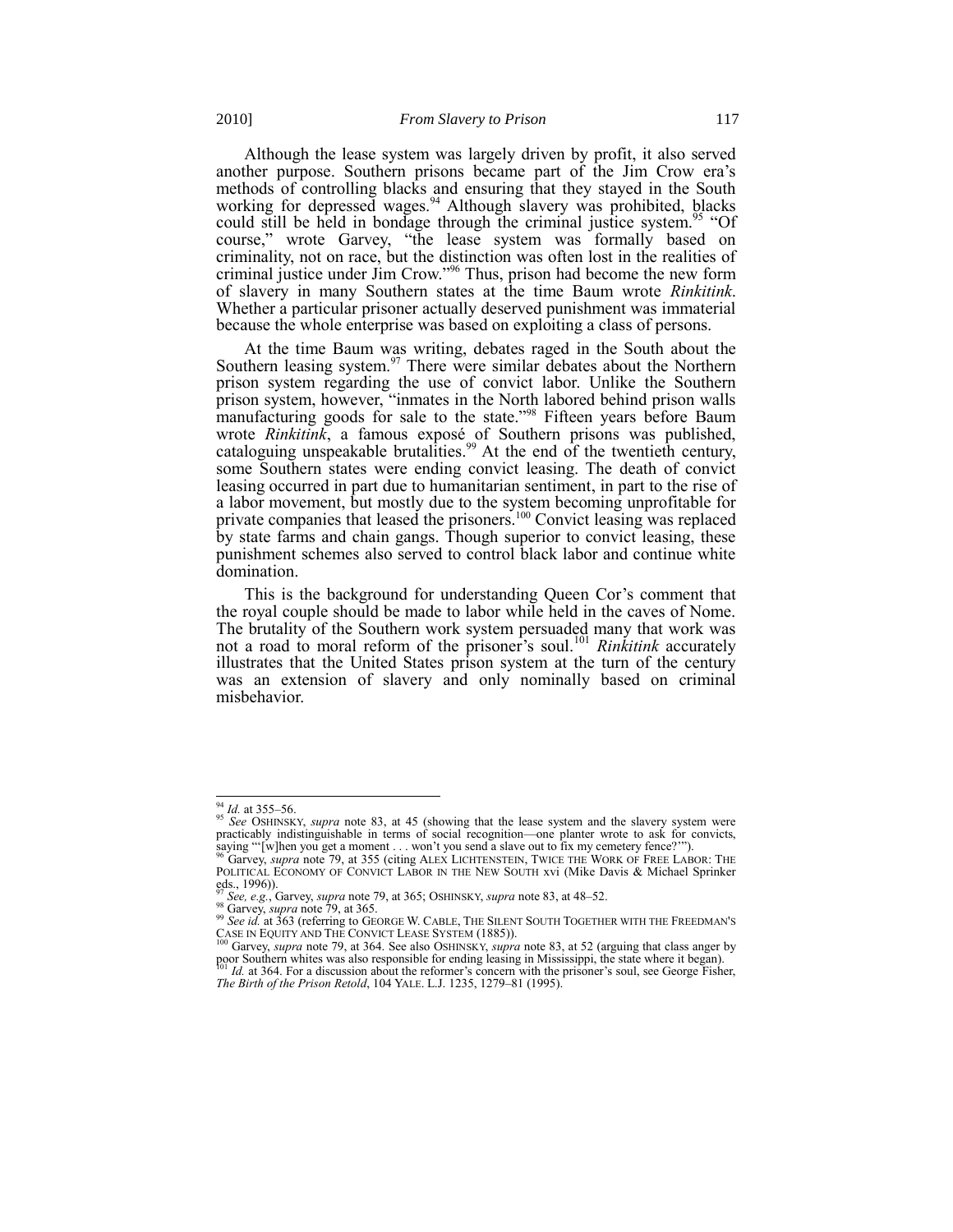Although the lease system was largely driven by profit, it also served another purpose. Southern prisons became part of the Jim Crow era's methods of controlling blacks and ensuring that they stayed in the South working for depressed wages.[94] Although slavery was prohibited, blacks could still be held in bondage through the criminal justice system.[95] "Of course," wrote Garvey, "the lease system was formally based on criminality, not on race, but the distinction was often lost in the realities of criminal justice under Jim Crow."[96] Thus, prison had become the new form of slavery in many Southern states at the time Baum wrote *Rinkitink*. Whether a particular prisoner actually deserved punishment was immaterial because the whole enterprise was based on exploiting a class of persons.

At the time Baum was writing, debates raged in the South about the Southern leasing system.[97] There were similar debates about the Northern prison system regarding the use of convict labor. Unlike the Southern prison system, however, "inmates in the North labored behind prison walls manufacturing goods for sale to the state."[98] Fifteen years before Baum wrote *Rinkitink*, a famous exposé of Southern prisons was published, cataloguing unspeakable brutalities.[99] At the end of the twentieth century, some Southern states were ending convict leasing. The death of convict leasing occurred in part due to humanitarian sentiment, in part to the rise of a labor movement, but mostly due to the system becoming unprofitable for private companies that leased the prisoners.[100] Convict leasing was replaced by state farms and chain gangs. Though superior to convict leasing, these punishment schemes also served to control black labor and continue white domination.

This is the background for understanding Queen Cor's comment that the royal couple should be made to labor while held in the caves of Nome. The brutality of the Southern work system persuaded many that work was not a road to moral reform of the prisoner's soul.[101] *Rinkitink* accurately illustrates that the United States prison system at the turn of the century was an extension of slavery and only nominally based on criminal misbehavior.

---

[94] *Id.* at 355–56.

[95] *See* OSHINSKY, *supra* note 83, at 45 (showing that the lease system and the slavery system were practicably indistinguishable in terms of social recognition—one planter wrote to ask for convicts, saying "'[w]hen you get a moment . . . won't you send a slave out to fix my cemetery fence?'").

[96] Garvey, *supra* note 79, at 355 (citing ALEX LICHTENSTEIN, TWICE THE WORK OF FREE LABOR: THE POLITICAL ECONOMY OF CONVICT LABOR IN THE NEW SOUTH xvi (Mike Davis & Michael Sprinker eds., 1996)).

[97] *See, e.g.*, Garvey, *supra* note 79, at 365; OSHINSKY, *supra* note 83, at 48–52.

[98] Garvey, *supra* note 79, at 365.

[99] *See id.* at 363 (referring to GEORGE W. CABLE, THE SILENT SOUTH TOGETHER WITH THE FREEDMAN'S CASE IN EQUITY AND THE CONVICT LEASE SYSTEM (1885)).

[100] Garvey, *supra* note 79, at 364. See also OSHINSKY, *supra* note 83, at 52 (arguing that class anger by poor Southern whites was also responsible for ending leasing in Mississippi, the state where it began).

[101] *Id.* at 364. For a discussion about the reformer's concern with the prisoner's soul, see George Fisher, *The Birth of the Prison Retold*, 104 YALE. L.J. 1235, 1279–81 (1995).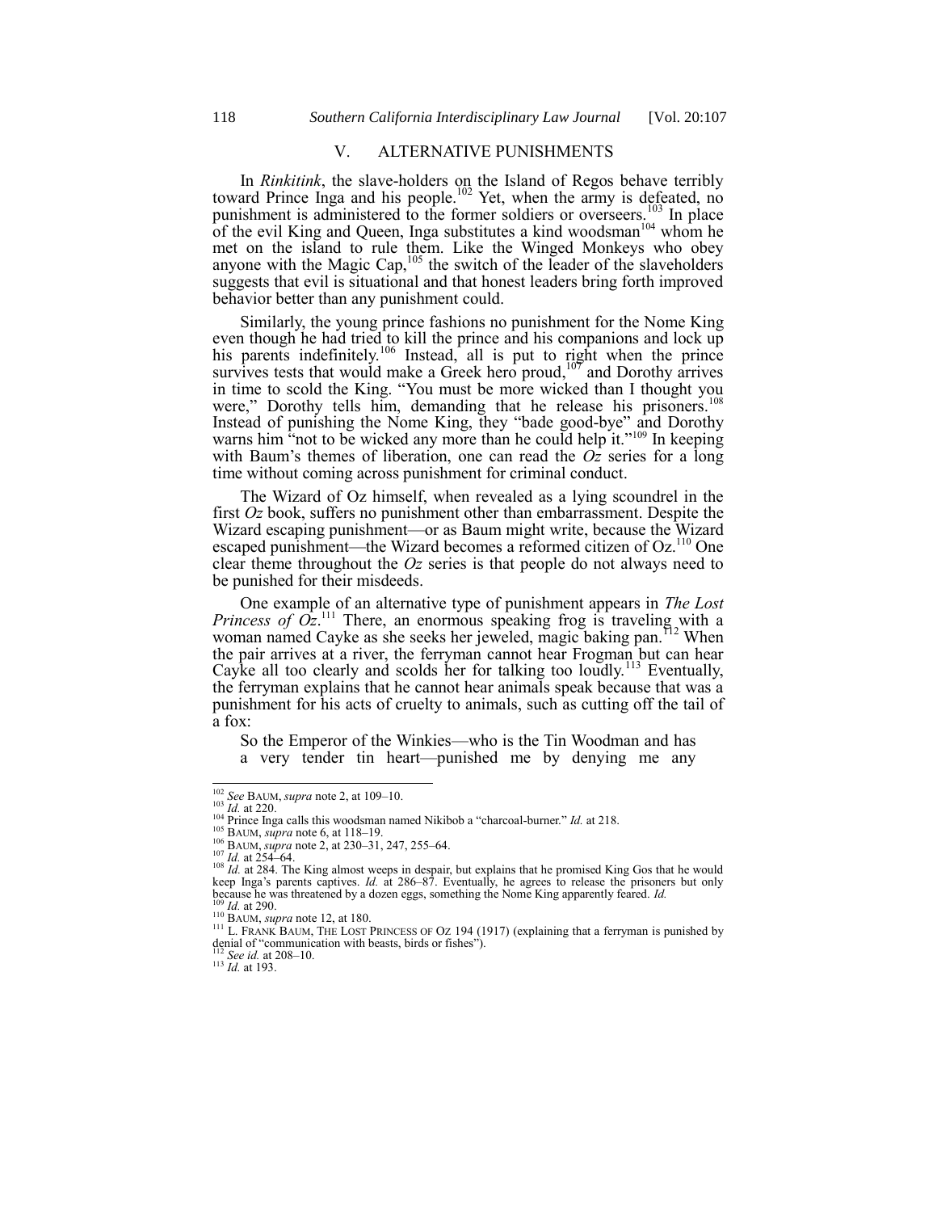## V. ALTERNATIVE PUNISHMENTS

In *Rinkitink*, the slave-holders on the Island of Regos behave terribly toward Prince Inga and his people.[102] Yet, when the army is defeated, no punishment is administered to the former soldiers or overseers.[103] In place of the evil King and Queen, Inga substitutes a kind woodsman[104] whom he met on the island to rule them. Like the Winged Monkeys who obey anyone with the Magic Cap,[105] the switch of the leader of the slaveholders suggests that evil is situational and that honest leaders bring forth improved behavior better than any punishment could.

Similarly, the young prince fashions no punishment for the Nome King even though he had tried to kill the prince and his companions and lock up his parents indefinitely.[106] Instead, all is put to right when the prince survives tests that would make a Greek hero proud,[107] and Dorothy arrives in time to scold the King. "You must be more wicked than I thought you were," Dorothy tells him, demanding that he release his prisoners.[108] Instead of punishing the Nome King, they "bade good-bye" and Dorothy warns him "not to be wicked any more than he could help it."[109] In keeping with Baum's themes of liberation, one can read the *Oz* series for a long time without coming across punishment for criminal conduct.

The Wizard of Oz himself, when revealed as a lying scoundrel in the first *Oz* book, suffers no punishment other than embarrassment. Despite the Wizard escaping punishment—or as Baum might write, because the Wizard escaped punishment—the Wizard becomes a reformed citizen of Oz.[110] One clear theme throughout the *Oz* series is that people do not always need to be punished for their misdeeds.

One example of an alternative type of punishment appears in *The Lost Princess of Oz*.[111] There, an enormous speaking frog is traveling with a woman named Cayke as she seeks her jeweled, magic baking pan.[112] When the pair arrives at a river, the ferryman cannot hear Frogman but can hear Cayke all too clearly and scolds her for talking too loudly.[113] Eventually, the ferryman explains that he cannot hear animals speak because that was a punishment for his acts of cruelty to animals, such as cutting off the tail of a fox:

> So the Emperor of the Winkies—who is the Tin Woodman and has a very tender tin heart—punished me by denying me any

---

[102] *See* BAUM, *supra* note 2, at 109–10.
[103] *Id.* at 220.
[104] Prince Inga calls this woodsman named Nikibob a "charcoal-burner." *Id.* at 218.
[105] BAUM, *supra* note 6, at 118–19.
[106] BAUM, *supra* note 2, at 230–31, 247, 255–64.
[107] *Id.* at 254–64.
[108] *Id.* at 284. The King almost weeps in despair, but explains that he promised King Gos that he would keep Inga's parents captives. *Id.* at 286–87. Eventually, he agrees to release the prisoners but only because he was threatened by a dozen eggs, something the Nome King apparently feared. *Id.*
[109] *Id.* at 290.
[110] BAUM, *supra* note 12, at 180.
[111] L. FRANK BAUM, THE LOST PRINCESS OF OZ 194 (1917) (explaining that a ferryman is punished by denial of "communication with beasts, birds or fishes").
[112] *See id.* at 208–10.
[113] *Id.* at 193.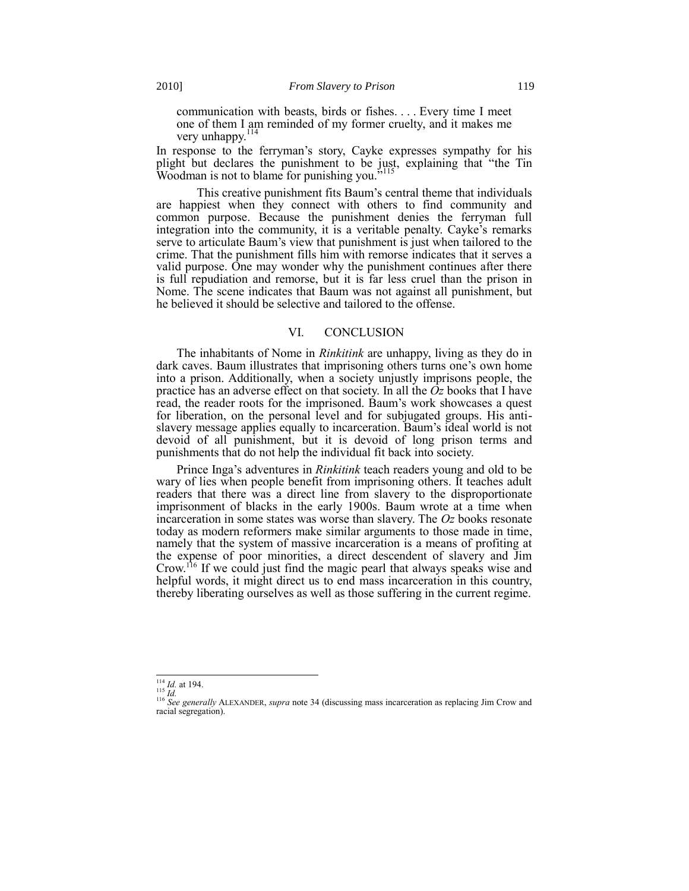communication with beasts, birds or fishes. . . . Every time I meet one of them I am reminded of my former cruelty, and it makes me very unhappy.[114]

In response to the ferryman's story, Cayke expresses sympathy for his plight but declares the punishment to be just, explaining that "the Tin Woodman is not to blame for punishing you."[115]

This creative punishment fits Baum's central theme that individuals are happiest when they connect with others to find community and common purpose. Because the punishment denies the ferryman full integration into the community, it is a veritable penalty. Cayke's remarks serve to articulate Baum's view that punishment is just when tailored to the crime. That the punishment fills him with remorse indicates that it serves a valid purpose. One may wonder why the punishment continues after there is full repudiation and remorse, but it is far less cruel than the prison in Nome. The scene indicates that Baum was not against all punishment, but he believed it should be selective and tailored to the offense.

## VI. CONCLUSION

The inhabitants of Nome in *Rinkitink* are unhappy, living as they do in dark caves. Baum illustrates that imprisoning others turns one's own home into a prison. Additionally, when a society unjustly imprisons people, the practice has an adverse effect on that society. In all the *Oz* books that I have read, the reader roots for the imprisoned. Baum's work showcases a quest for liberation, on the personal level and for subjugated groups. His anti-slavery message applies equally to incarceration. Baum's ideal world is not devoid of all punishment, but it is devoid of long prison terms and punishments that do not help the individual fit back into society.

Prince Inga's adventures in *Rinkitink* teach readers young and old to be wary of lies when people benefit from imprisoning others. It teaches adult readers that there was a direct line from slavery to the disproportionate imprisonment of blacks in the early 1900s. Baum wrote at a time when incarceration in some states was worse than slavery. The *Oz* books resonate today as modern reformers make similar arguments to those made in time, namely that the system of massive incarceration is a means of profiting at the expense of poor minorities, a direct descendent of slavery and Jim Crow.[116] If we could just find the magic pearl that always speaks wise and helpful words, it might direct us to end mass incarceration in this country, thereby liberating ourselves as well as those suffering in the current regime.

---

[114] *Id.* at 194.

[115] *Id.*

[116] *See generally* ALEXANDER, *supra* note 34 (discussing mass incarceration as replacing Jim Crow and racial segregation).